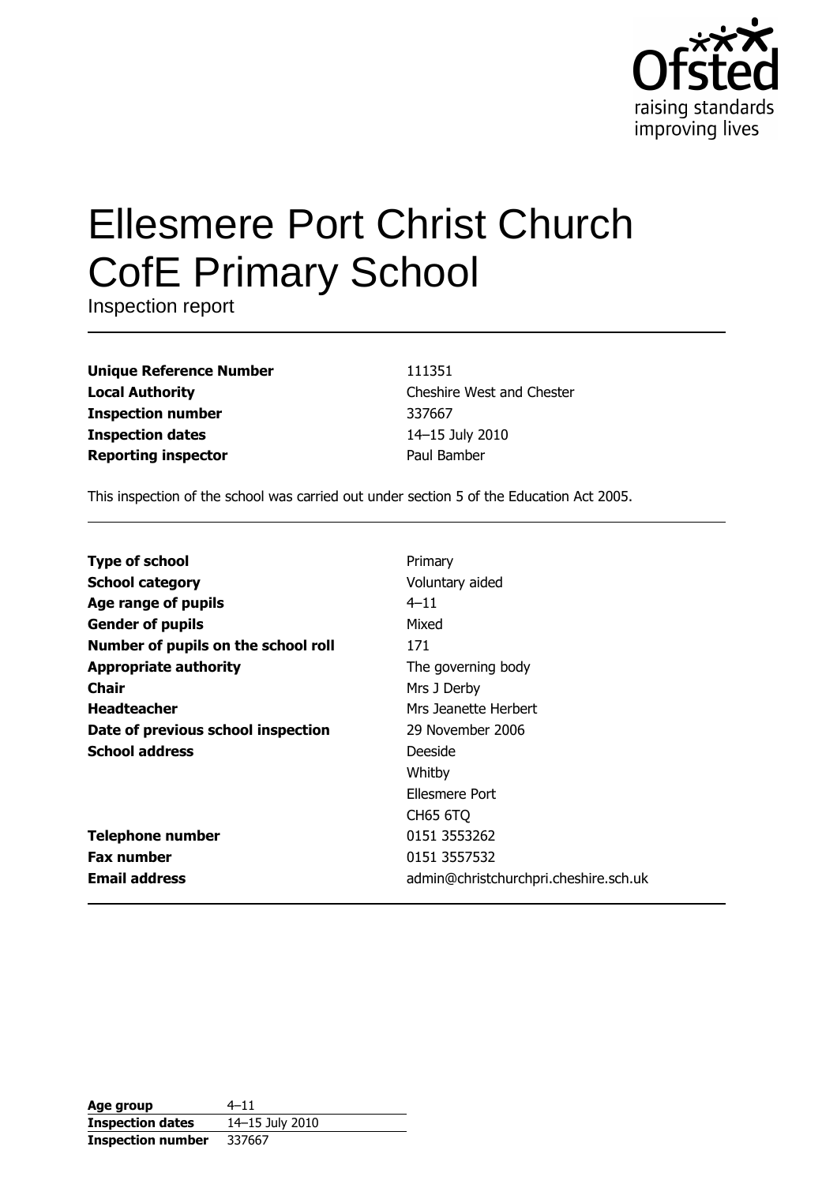# Ellesmere Port Christ Church CofE Primary School

Inspection report

| | |
|---|---|
| **Unique Reference Number** | 111351 |
| **Local Authority** | Cheshire West and Chester |
| **Inspection number** | 337667 |
| **Inspection dates** | 14–15 July 2010 |
| **Reporting inspector** | Paul Bamber |

This inspection of the school was carried out under section 5 of the Education Act 2005.

| | |
|---|---|
| **Type of school** | Primary |
| **School category** | Voluntary aided |
| **Age range of pupils** | 4–11 |
| **Gender of pupils** | Mixed |
| **Number of pupils on the school roll** | 171 |
| **Appropriate authority** | The governing body |
| **Chair** | Mrs J Derby |
| **Headteacher** | Mrs Jeanette Herbert |
| **Date of previous school inspection** | 29 November 2006 |
| **School address** | Deeside<br>Whitby<br>Ellesmere Port<br>CH65 6TQ |
| **Telephone number** | 0151 3553262 |
| **Fax number** | 0151 3557532 |
| **Email address** | admin@christchurchpri.cheshire.sch.uk |

| | |
|---|---|
| **Age group** | 4–11 |
| **Inspection dates** | 14–15 July 2010 |
| **Inspection number** | 337667 |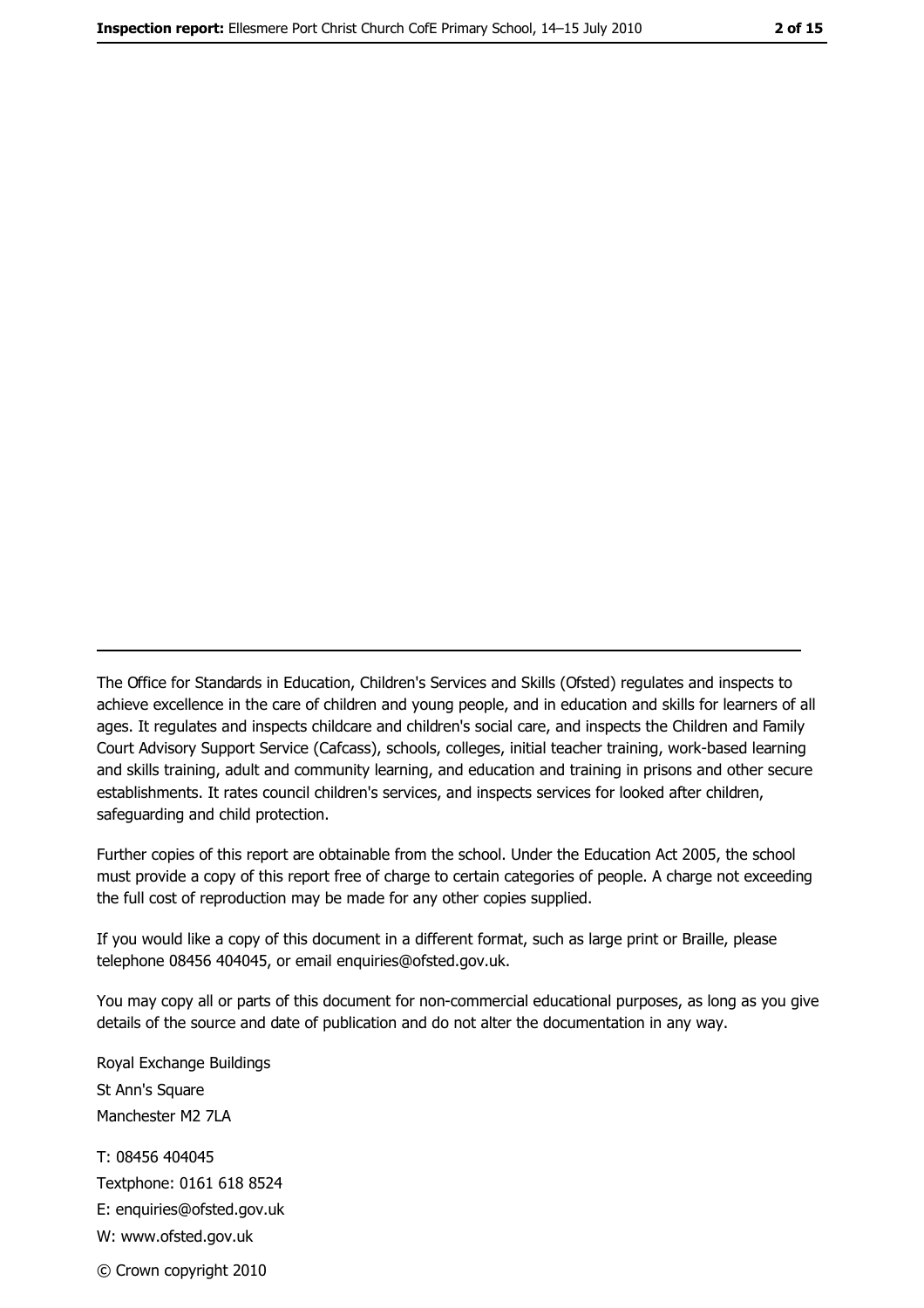The Office for Standards in Education, Children's Services and Skills (Ofsted) regulates and inspects to achieve excellence in the care of children and young people, and in education and skills for learners of all ages. It regulates and inspects childcare and children's social care, and inspects the Children and Family Court Advisory Support Service (Cafcass), schools, colleges, initial teacher training, work-based learning and skills training, adult and community learning, and education and training in prisons and other secure establishments. It rates council children's services, and inspects services for looked after children, safeguarding and child protection.

Further copies of this report are obtainable from the school. Under the Education Act 2005, the school must provide a copy of this report free of charge to certain categories of people. A charge not exceeding the full cost of reproduction may be made for any other copies supplied.

If you would like a copy of this document in a different format, such as large print or Braille, please telephone 08456 404045, or email enquiries@ofsted.gov.uk.

You may copy all or parts of this document for non-commercial educational purposes, as long as you give details of the source and date of publication and do not alter the documentation in any way.

Royal Exchange Buildings
St Ann's Square
Manchester M2 7LA

T: 08456 404045
Textphone: 0161 618 8524
E: enquiries@ofsted.gov.uk
W: www.ofsted.gov.uk

© Crown copyright 2010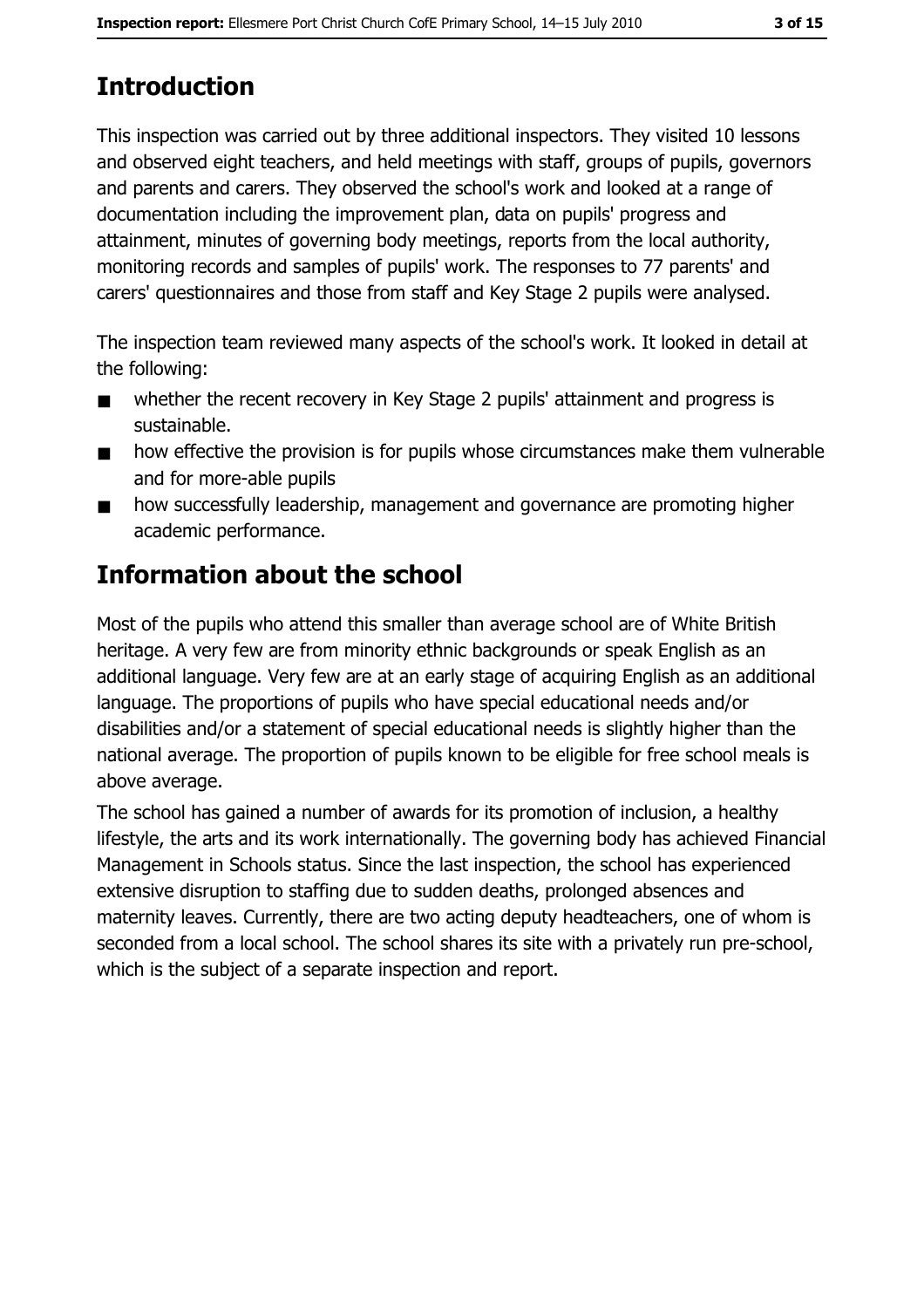# Introduction

This inspection was carried out by three additional inspectors. They visited 10 lessons and observed eight teachers, and held meetings with staff, groups of pupils, governors and parents and carers. They observed the school's work and looked at a range of documentation including the improvement plan, data on pupils' progress and attainment, minutes of governing body meetings, reports from the local authority, monitoring records and samples of pupils' work. The responses to 77 parents' and carers' questionnaires and those from staff and Key Stage 2 pupils were analysed.

The inspection team reviewed many aspects of the school's work. It looked in detail at the following:

- whether the recent recovery in Key Stage 2 pupils' attainment and progress is sustainable.
- how effective the provision is for pupils whose circumstances make them vulnerable and for more-able pupils
- how successfully leadership, management and governance are promoting higher academic performance.

# Information about the school

Most of the pupils who attend this smaller than average school are of White British heritage. A very few are from minority ethnic backgrounds or speak English as an additional language. Very few are at an early stage of acquiring English as an additional language. The proportions of pupils who have special educational needs and/or disabilities and/or a statement of special educational needs is slightly higher than the national average. The proportion of pupils known to be eligible for free school meals is above average.

The school has gained a number of awards for its promotion of inclusion, a healthy lifestyle, the arts and its work internationally. The governing body has achieved Financial Management in Schools status. Since the last inspection, the school has experienced extensive disruption to staffing due to sudden deaths, prolonged absences and maternity leaves. Currently, there are two acting deputy headteachers, one of whom is seconded from a local school. The school shares its site with a privately run pre-school, which is the subject of a separate inspection and report.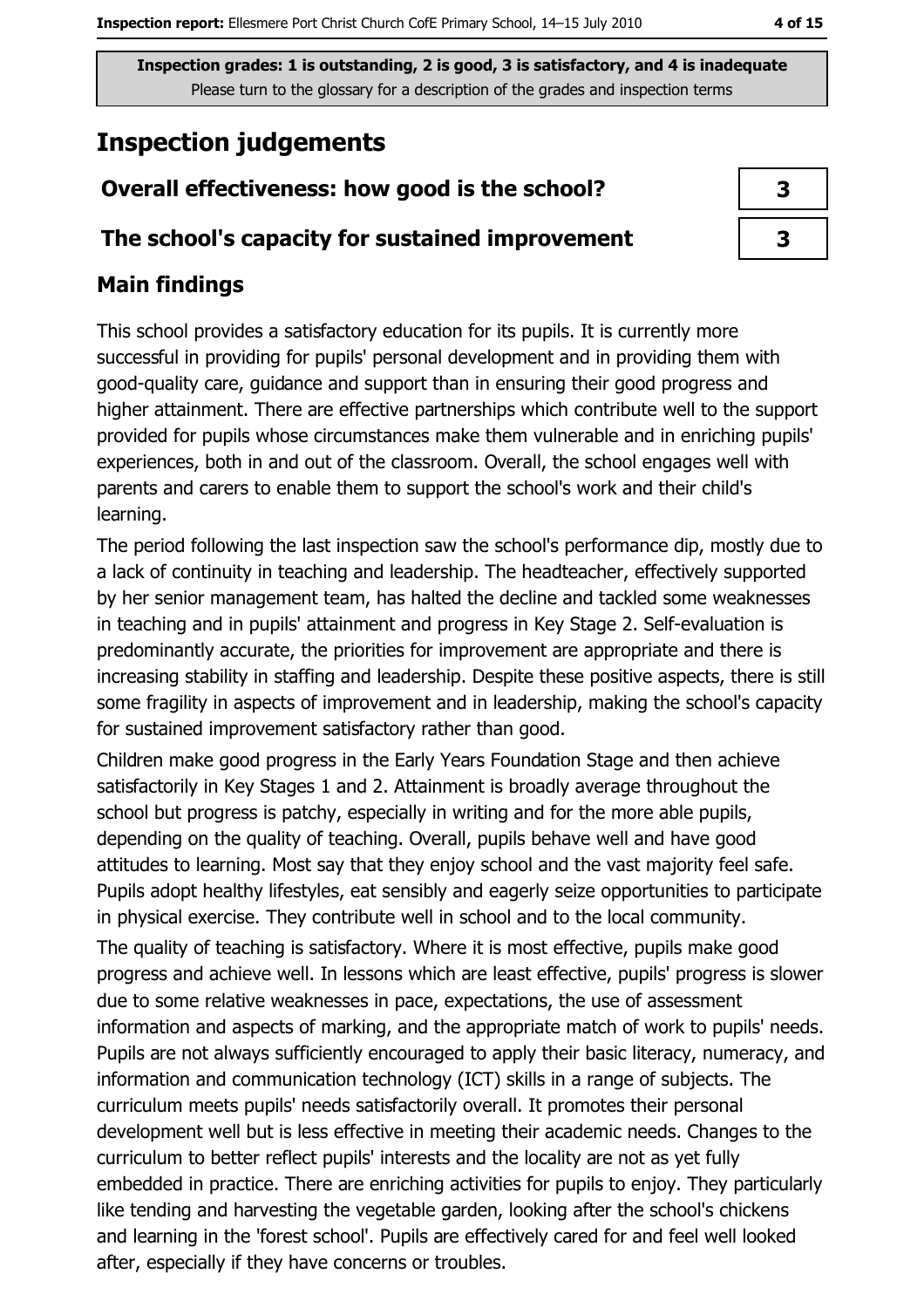Inspection grades: 1 is outstanding, 2 is good, 3 is satisfactory, and 4 is inadequate
Please turn to the glossary for a description of the grades and inspection terms

## Inspection judgements

| | |
|---|---|
| **Overall effectiveness: how good is the school?** | 3 |
| **The school's capacity for sustained improvement** | 3 |

### Main findings

This school provides a satisfactory education for its pupils. It is currently more successful in providing for pupils' personal development and in providing them with good-quality care, guidance and support than in ensuring their good progress and higher attainment. There are effective partnerships which contribute well to the support provided for pupils whose circumstances make them vulnerable and in enriching pupils' experiences, both in and out of the classroom. Overall, the school engages well with parents and carers to enable them to support the school's work and their child's learning.

The period following the last inspection saw the school's performance dip, mostly due to a lack of continuity in teaching and leadership. The headteacher, effectively supported by her senior management team, has halted the decline and tackled some weaknesses in teaching and in pupils' attainment and progress in Key Stage 2. Self-evaluation is predominantly accurate, the priorities for improvement are appropriate and there is increasing stability in staffing and leadership. Despite these positive aspects, there is still some fragility in aspects of improvement and in leadership, making the school's capacity for sustained improvement satisfactory rather than good.

Children make good progress in the Early Years Foundation Stage and then achieve satisfactorily in Key Stages 1 and 2. Attainment is broadly average throughout the school but progress is patchy, especially in writing and for the more able pupils, depending on the quality of teaching. Overall, pupils behave well and have good attitudes to learning. Most say that they enjoy school and the vast majority feel safe. Pupils adopt healthy lifestyles, eat sensibly and eagerly seize opportunities to participate in physical exercise. They contribute well in school and to the local community.

The quality of teaching is satisfactory. Where it is most effective, pupils make good progress and achieve well. In lessons which are least effective, pupils' progress is slower due to some relative weaknesses in pace, expectations, the use of assessment information and aspects of marking, and the appropriate match of work to pupils' needs. Pupils are not always sufficiently encouraged to apply their basic literacy, numeracy, and information and communication technology (ICT) skills in a range of subjects. The curriculum meets pupils' needs satisfactorily overall. It promotes their personal development well but is less effective in meeting their academic needs. Changes to the curriculum to better reflect pupils' interests and the locality are not as yet fully embedded in practice. There are enriching activities for pupils to enjoy. They particularly like tending and harvesting the vegetable garden, looking after the school's chickens and learning in the 'forest school'. Pupils are effectively cared for and feel well looked after, especially if they have concerns or troubles.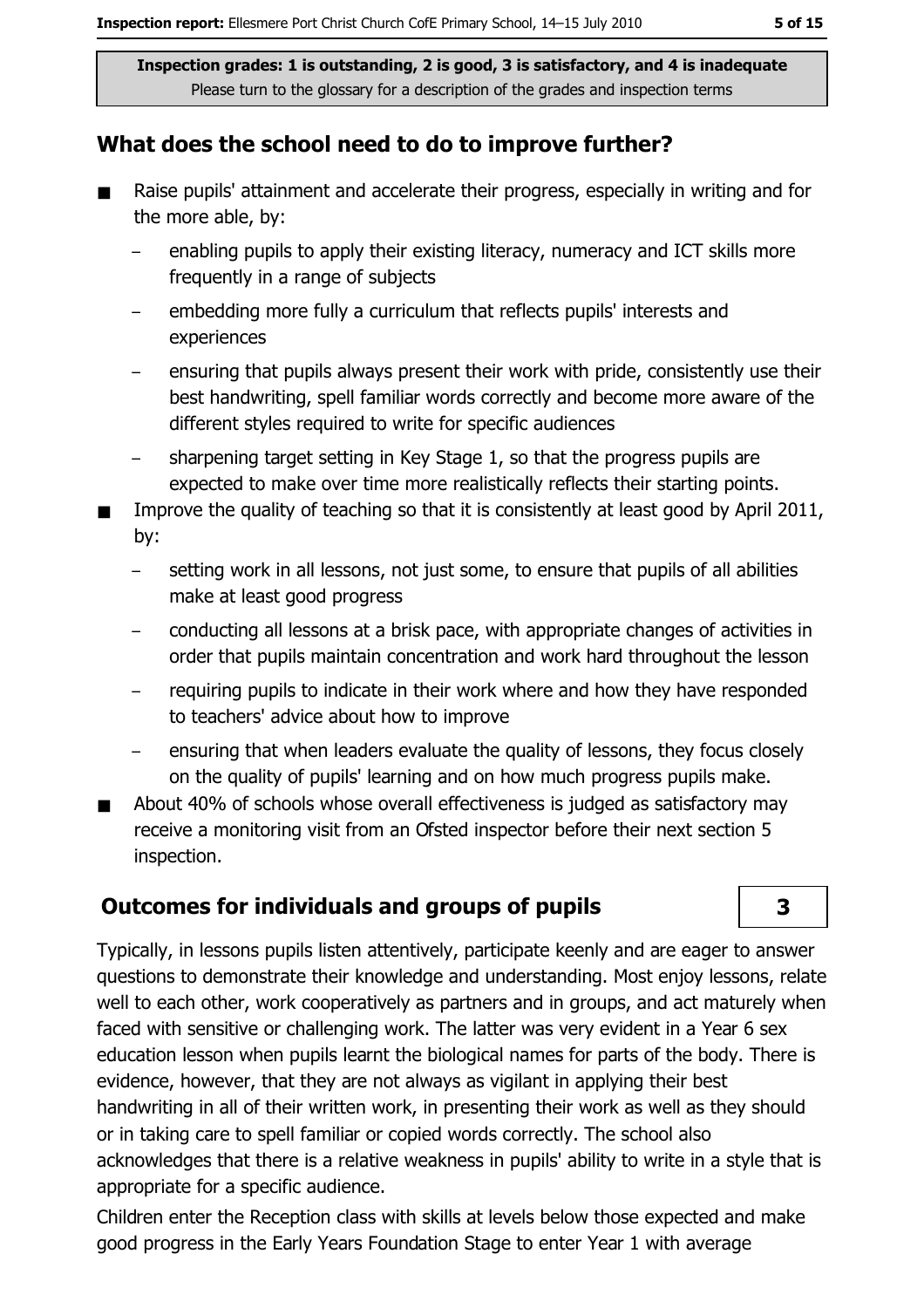**Inspection grades: 1 is outstanding, 2 is good, 3 is satisfactory, and 4 is inadequate**
Please turn to the glossary for a description of the grades and inspection terms

## What does the school need to do to improve further?

- Raise pupils' attainment and accelerate their progress, especially in writing and for the more able, by:
  - enabling pupils to apply their existing literacy, numeracy and ICT skills more frequently in a range of subjects
  - embedding more fully a curriculum that reflects pupils' interests and experiences
  - ensuring that pupils always present their work with pride, consistently use their best handwriting, spell familiar words correctly and become more aware of the different styles required to write for specific audiences
  - sharpening target setting in Key Stage 1, so that the progress pupils are expected to make over time more realistically reflects their starting points.
- Improve the quality of teaching so that it is consistently at least good by April 2011, by:
  - setting work in all lessons, not just some, to ensure that pupils of all abilities make at least good progress
  - conducting all lessons at a brisk pace, with appropriate changes of activities in order that pupils maintain concentration and work hard throughout the lesson
  - requiring pupils to indicate in their work where and how they have responded to teachers' advice about how to improve
  - ensuring that when leaders evaluate the quality of lessons, they focus closely on the quality of pupils' learning and on how much progress pupils make.
- About 40% of schools whose overall effectiveness is judged as satisfactory may receive a monitoring visit from an Ofsted inspector before their next section 5 inspection.

## Outcomes for individuals and groups of pupils — 3

Typically, in lessons pupils listen attentively, participate keenly and are eager to answer questions to demonstrate their knowledge and understanding. Most enjoy lessons, relate well to each other, work cooperatively as partners and in groups, and act maturely when faced with sensitive or challenging work. The latter was very evident in a Year 6 sex education lesson when pupils learnt the biological names for parts of the body. There is evidence, however, that they are not always as vigilant in applying their best handwriting in all of their written work, in presenting their work as well as they should or in taking care to spell familiar or copied words correctly. The school also acknowledges that there is a relative weakness in pupils' ability to write in a style that is appropriate for a specific audience.

Children enter the Reception class with skills at levels below those expected and make good progress in the Early Years Foundation Stage to enter Year 1 with average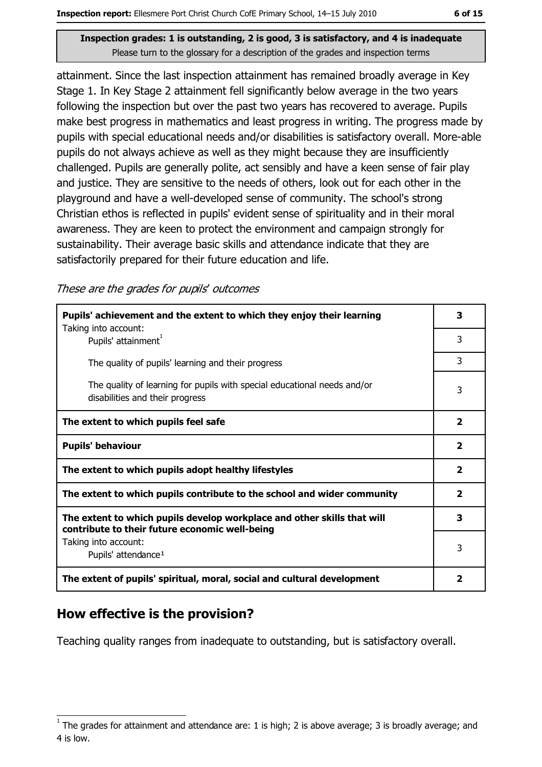Inspection grades: 1 is outstanding, 2 is good, 3 is satisfactory, and 4 is inadequate
Please turn to the glossary for a description of the grades and inspection terms

attainment. Since the last inspection attainment has remained broadly average in Key Stage 1. In Key Stage 2 attainment fell significantly below average in the two years following the inspection but over the past two years has recovered to average. Pupils make best progress in mathematics and least progress in writing. The progress made by pupils with special educational needs and/or disabilities is satisfactory overall. More-able pupils do not always achieve as well as they might because they are insufficiently challenged. Pupils are generally polite, act sensibly and have a keen sense of fair play and justice. They are sensitive to the needs of others, look out for each other in the playground and have a well-developed sense of community. The school's strong Christian ethos is reflected in pupils' evident sense of spirituality and in their moral awareness. They are keen to protect the environment and campaign strongly for sustainability. Their average basic skills and attendance indicate that they are satisfactorily prepared for their future education and life.

*These are the grades for pupils' outcomes*

| | |
|---|---|
| **Pupils' achievement and the extent to which they enjoy their learning** | **3** |
| Taking into account: Pupils' attainment[1] | 3 |
| The quality of pupils' learning and their progress | 3 |
| The quality of learning for pupils with special educational needs and/or disabilities and their progress | 3 |
| **The extent to which pupils feel safe** | **2** |
| **Pupils' behaviour** | **2** |
| **The extent to which pupils adopt healthy lifestyles** | **2** |
| **The extent to which pupils contribute to the school and wider community** | **2** |
| **The extent to which pupils develop workplace and other skills that will contribute to their future economic well-being** | **3** |
| Taking into account: Pupils' attendance[1] | 3 |
| **The extent of pupils' spiritual, moral, social and cultural development** | **2** |

## How effective is the provision?

Teaching quality ranges from inadequate to outstanding, but is satisfactory overall.

[1] The grades for attainment and attendance are: 1 is high; 2 is above average; 3 is broadly average; and 4 is low.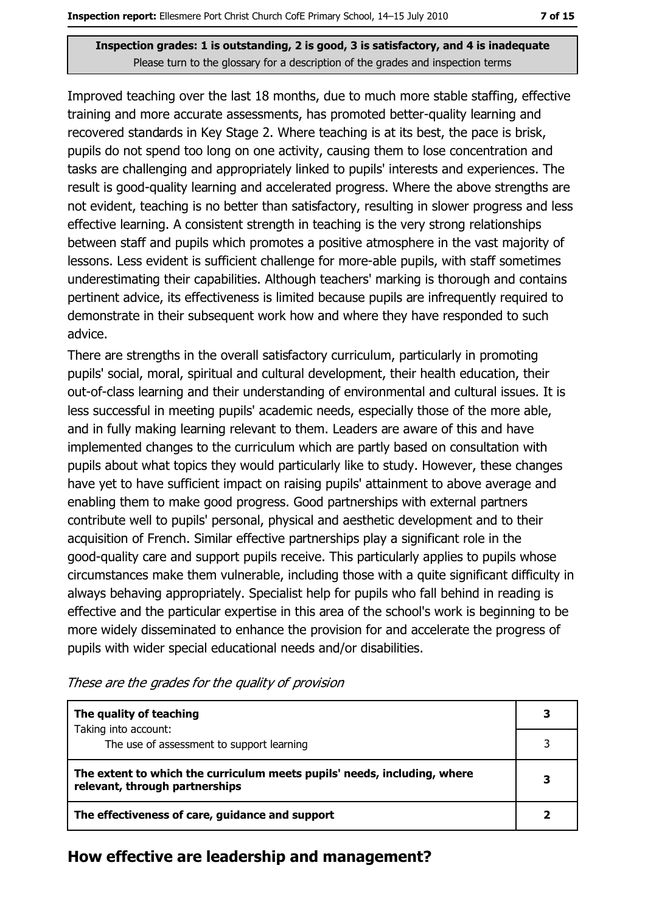**Inspection grades: 1 is outstanding, 2 is good, 3 is satisfactory, and 4 is inadequate**
Please turn to the glossary for a description of the grades and inspection terms

Improved teaching over the last 18 months, due to much more stable staffing, effective training and more accurate assessments, has promoted better-quality learning and recovered standards in Key Stage 2. Where teaching is at its best, the pace is brisk, pupils do not spend too long on one activity, causing them to lose concentration and tasks are challenging and appropriately linked to pupils' interests and experiences. The result is good-quality learning and accelerated progress. Where the above strengths are not evident, teaching is no better than satisfactory, resulting in slower progress and less effective learning. A consistent strength in teaching is the very strong relationships between staff and pupils which promotes a positive atmosphere in the vast majority of lessons. Less evident is sufficient challenge for more-able pupils, with staff sometimes underestimating their capabilities. Although teachers' marking is thorough and contains pertinent advice, its effectiveness is limited because pupils are infrequently required to demonstrate in their subsequent work how and where they have responded to such advice.

There are strengths in the overall satisfactory curriculum, particularly in promoting pupils' social, moral, spiritual and cultural development, their health education, their out-of-class learning and their understanding of environmental and cultural issues. It is less successful in meeting pupils' academic needs, especially those of the more able, and in fully making learning relevant to them. Leaders are aware of this and have implemented changes to the curriculum which are partly based on consultation with pupils about what topics they would particularly like to study. However, these changes have yet to have sufficient impact on raising pupils' attainment to above average and enabling them to make good progress. Good partnerships with external partners contribute well to pupils' personal, physical and aesthetic development and to their acquisition of French. Similar effective partnerships play a significant role in the good-quality care and support pupils receive. This particularly applies to pupils whose circumstances make them vulnerable, including those with a quite significant difficulty in always behaving appropriately. Specialist help for pupils who fall behind in reading is effective and the particular expertise in this area of the school's work is beginning to be more widely disseminated to enhance the provision for and accelerate the progress of pupils with wider special educational needs and/or disabilities.

*These are the grades for the quality of provision*

| | |
|---|---|
| **The quality of teaching**<br>Taking into account: | **3** |
| The use of assessment to support learning | 3 |
| **The extent to which the curriculum meets pupils' needs, including, where relevant, through partnerships** | **3** |
| **The effectiveness of care, guidance and support** | **2** |

## How effective are leadership and management?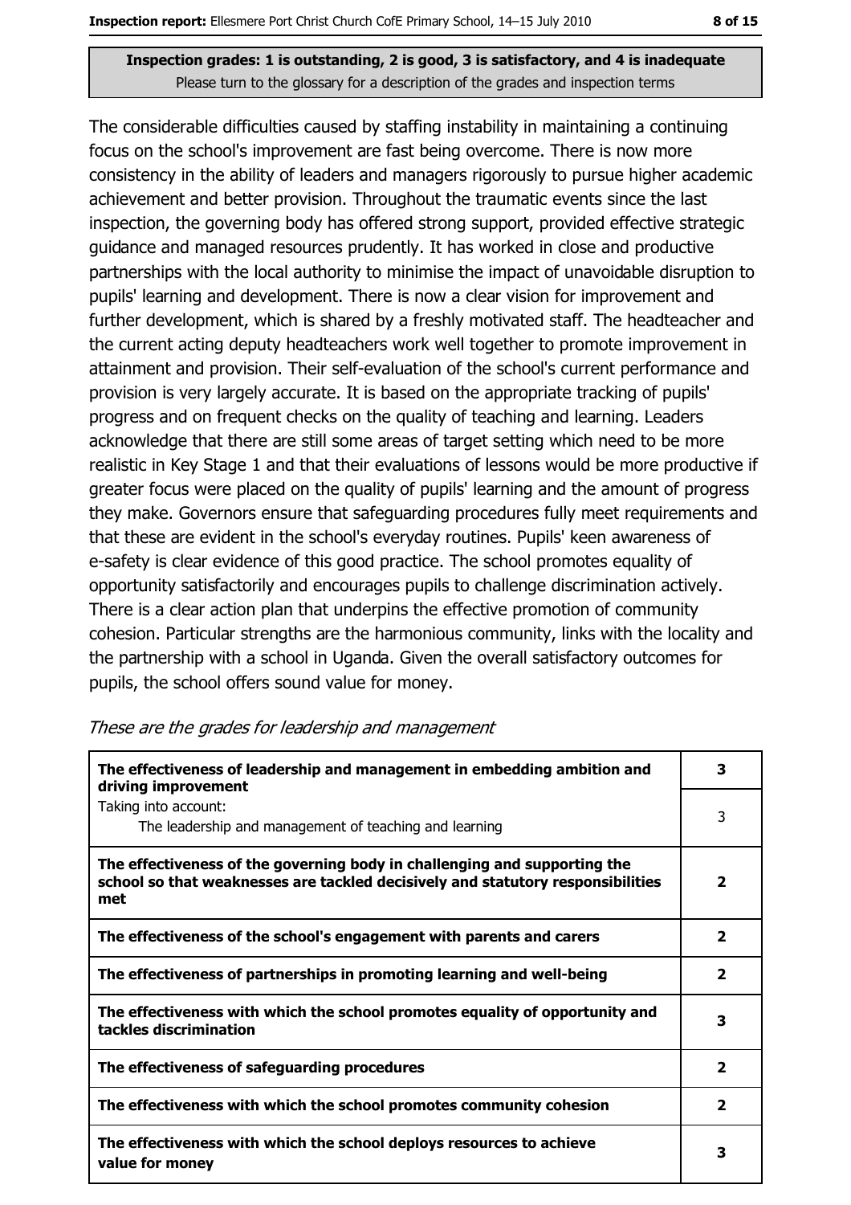**Inspection grades: 1 is outstanding, 2 is good, 3 is satisfactory, and 4 is inadequate**
Please turn to the glossary for a description of the grades and inspection terms

The considerable difficulties caused by staffing instability in maintaining a continuing focus on the school's improvement are fast being overcome. There is now more consistency in the ability of leaders and managers rigorously to pursue higher academic achievement and better provision. Throughout the traumatic events since the last inspection, the governing body has offered strong support, provided effective strategic guidance and managed resources prudently. It has worked in close and productive partnerships with the local authority to minimise the impact of unavoidable disruption to pupils' learning and development. There is now a clear vision for improvement and further development, which is shared by a freshly motivated staff. The headteacher and the current acting deputy headteachers work well together to promote improvement in attainment and provision. Their self-evaluation of the school's current performance and provision is very largely accurate. It is based on the appropriate tracking of pupils' progress and on frequent checks on the quality of teaching and learning. Leaders acknowledge that there are still some areas of target setting which need to be more realistic in Key Stage 1 and that their evaluations of lessons would be more productive if greater focus were placed on the quality of pupils' learning and the amount of progress they make. Governors ensure that safeguarding procedures fully meet requirements and that these are evident in the school's everyday routines. Pupils' keen awareness of e-safety is clear evidence of this good practice. The school promotes equality of opportunity satisfactorily and encourages pupils to challenge discrimination actively. There is a clear action plan that underpins the effective promotion of community cohesion. Particular strengths are the harmonious community, links with the locality and the partnership with a school in Uganda. Given the overall satisfactory outcomes for pupils, the school offers sound value for money.

*These are the grades for leadership and management*

| | |
|---|---|
| **The effectiveness of leadership and management in embedding ambition and driving improvement** | **3** |
| Taking into account: The leadership and management of teaching and learning | 3 |
| **The effectiveness of the governing body in challenging and supporting the school so that weaknesses are tackled decisively and statutory responsibilities met** | **2** |
| **The effectiveness of the school's engagement with parents and carers** | **2** |
| **The effectiveness of partnerships in promoting learning and well-being** | **2** |
| **The effectiveness with which the school promotes equality of opportunity and tackles discrimination** | **3** |
| **The effectiveness of safeguarding procedures** | **2** |
| **The effectiveness with which the school promotes community cohesion** | **2** |
| **The effectiveness with which the school deploys resources to achieve value for money** | **3** |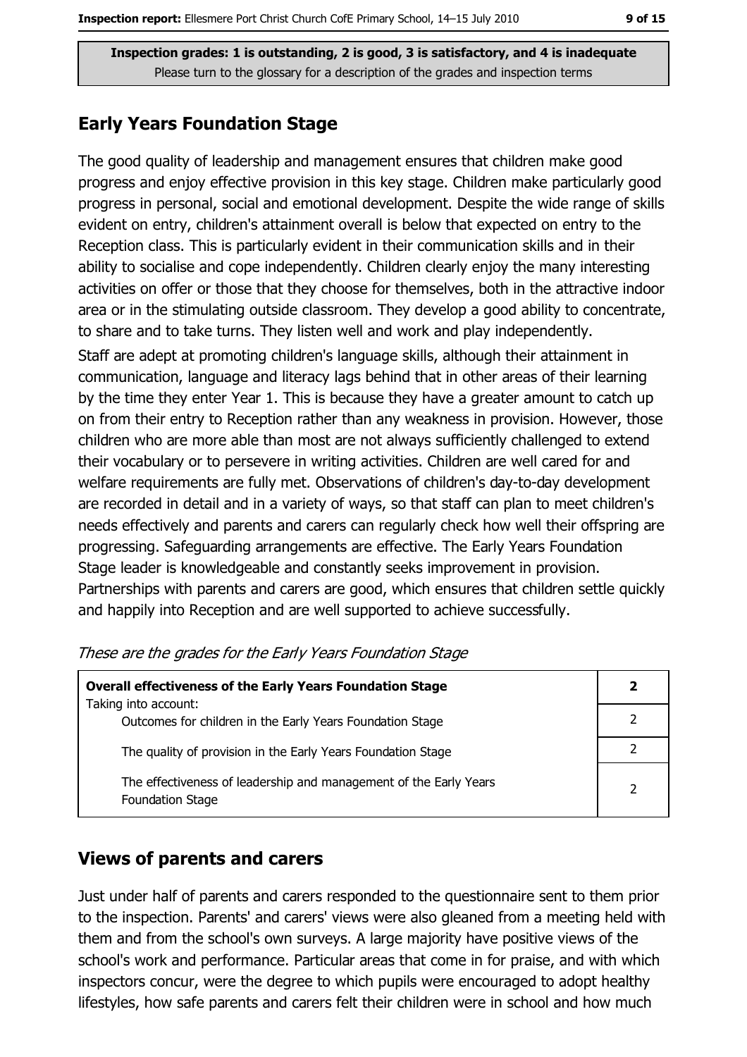Inspection grades: 1 is outstanding, 2 is good, 3 is satisfactory, and 4 is inadequate
Please turn to the glossary for a description of the grades and inspection terms

## Early Years Foundation Stage

The good quality of leadership and management ensures that children make good progress and enjoy effective provision in this key stage. Children make particularly good progress in personal, social and emotional development. Despite the wide range of skills evident on entry, children's attainment overall is below that expected on entry to the Reception class. This is particularly evident in their communication skills and in their ability to socialise and cope independently. Children clearly enjoy the many interesting activities on offer or those that they choose for themselves, both in the attractive indoor area or in the stimulating outside classroom. They develop a good ability to concentrate, to share and to take turns. They listen well and work and play independently.

Staff are adept at promoting children's language skills, although their attainment in communication, language and literacy lags behind that in other areas of their learning by the time they enter Year 1. This is because they have a greater amount to catch up on from their entry to Reception rather than any weakness in provision. However, those children who are more able than most are not always sufficiently challenged to extend their vocabulary or to persevere in writing activities. Children are well cared for and welfare requirements are fully met. Observations of children's day-to-day development are recorded in detail and in a variety of ways, so that staff can plan to meet children's needs effectively and parents and carers can regularly check how well their offspring are progressing. Safeguarding arrangements are effective. The Early Years Foundation Stage leader is knowledgeable and constantly seeks improvement in provision. Partnerships with parents and carers are good, which ensures that children settle quickly and happily into Reception and are well supported to achieve successfully.

*These are the grades for the Early Years Foundation Stage*

| | |
|---|---|
| **Overall effectiveness of the Early Years Foundation Stage**<br>Taking into account: | **2** |
| Outcomes for children in the Early Years Foundation Stage | 2 |
| The quality of provision in the Early Years Foundation Stage | 2 |
| The effectiveness of leadership and management of the Early Years Foundation Stage | 2 |

## Views of parents and carers

Just under half of parents and carers responded to the questionnaire sent to them prior to the inspection. Parents' and carers' views were also gleaned from a meeting held with them and from the school's own surveys. A large majority have positive views of the school's work and performance. Particular areas that come in for praise, and with which inspectors concur, were the degree to which pupils were encouraged to adopt healthy lifestyles, how safe parents and carers felt their children were in school and how much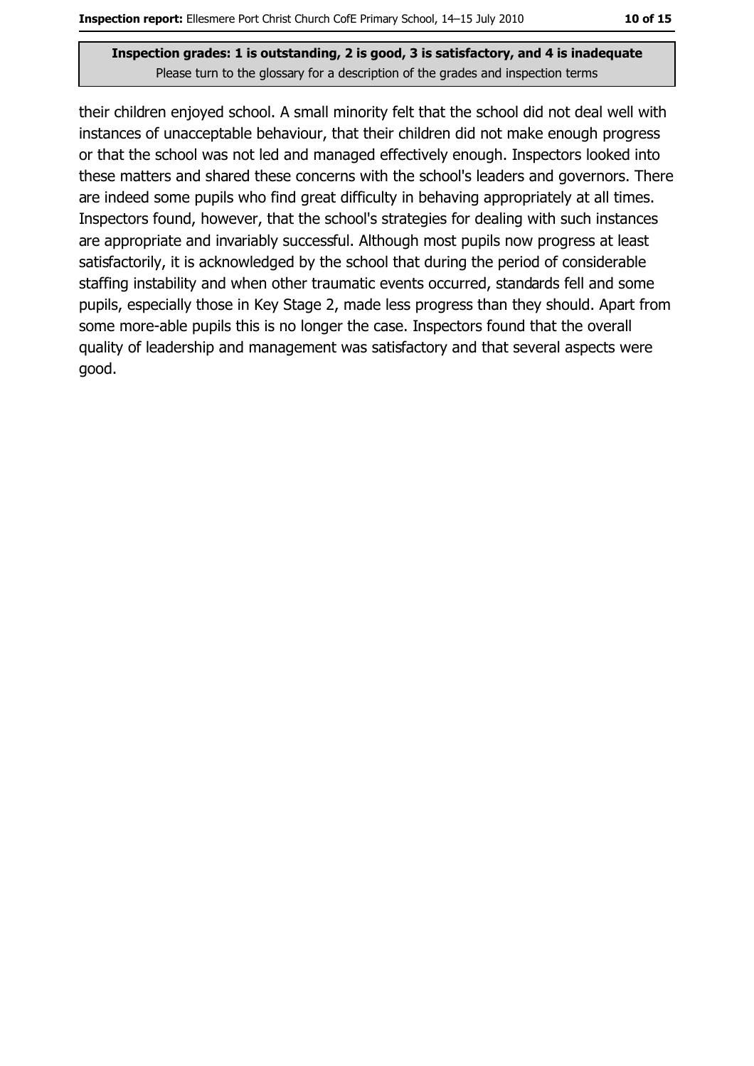their children enjoyed school. A small minority felt that the school did not deal well with instances of unacceptable behaviour, that their children did not make enough progress or that the school was not led and managed effectively enough. Inspectors looked into these matters and shared these concerns with the school's leaders and governors. There are indeed some pupils who find great difficulty in behaving appropriately at all times. Inspectors found, however, that the school's strategies for dealing with such instances are appropriate and invariably successful. Although most pupils now progress at least satisfactorily, it is acknowledged by the school that during the period of considerable staffing instability and when other traumatic events occurred, standards fell and some pupils, especially those in Key Stage 2, made less progress than they should. Apart from some more-able pupils this is no longer the case. Inspectors found that the overall quality of leadership and management was satisfactory and that several aspects were good.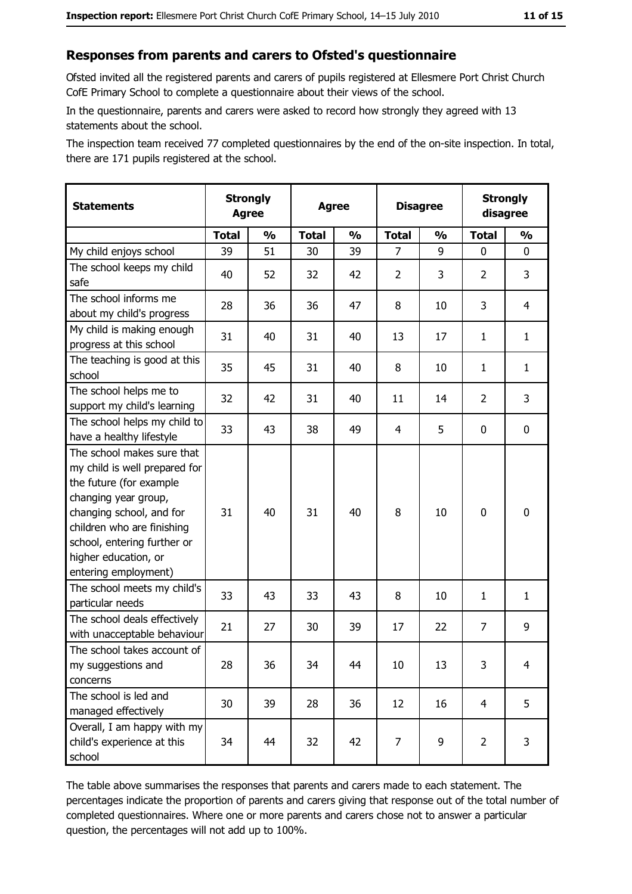## Responses from parents and carers to Ofsted's questionnaire

Ofsted invited all the registered parents and carers of pupils registered at Ellesmere Port Christ Church CofE Primary School to complete a questionnaire about their views of the school.

In the questionnaire, parents and carers were asked to record how strongly they agreed with 13 statements about the school.

The inspection team received 77 completed questionnaires by the end of the on-site inspection. In total, there are 171 pupils registered at the school.

| Statements | Strongly Agree | | Agree | | Disagree | | Strongly disagree | |
|---|---|---|---|---|---|---|---|---|
| | Total | % | Total | % | Total | % | Total | % |
| My child enjoys school | 39 | 51 | 30 | 39 | 7 | 9 | 0 | 0 |
| The school keeps my child safe | 40 | 52 | 32 | 42 | 2 | 3 | 2 | 3 |
| The school informs me about my child's progress | 28 | 36 | 36 | 47 | 8 | 10 | 3 | 4 |
| My child is making enough progress at this school | 31 | 40 | 31 | 40 | 13 | 17 | 1 | 1 |
| The teaching is good at this school | 35 | 45 | 31 | 40 | 8 | 10 | 1 | 1 |
| The school helps me to support my child's learning | 32 | 42 | 31 | 40 | 11 | 14 | 2 | 3 |
| The school helps my child to have a healthy lifestyle | 33 | 43 | 38 | 49 | 4 | 5 | 0 | 0 |
| The school makes sure that my child is well prepared for the future (for example changing year group, changing school, and for children who are finishing school, entering further or higher education, or entering employment) | 31 | 40 | 31 | 40 | 8 | 10 | 0 | 0 |
| The school meets my child's particular needs | 33 | 43 | 33 | 43 | 8 | 10 | 1 | 1 |
| The school deals effectively with unacceptable behaviour | 21 | 27 | 30 | 39 | 17 | 22 | 7 | 9 |
| The school takes account of my suggestions and concerns | 28 | 36 | 34 | 44 | 10 | 13 | 3 | 4 |
| The school is led and managed effectively | 30 | 39 | 28 | 36 | 12 | 16 | 4 | 5 |
| Overall, I am happy with my child's experience at this school | 34 | 44 | 32 | 42 | 7 | 9 | 2 | 3 |

The table above summarises the responses that parents and carers made to each statement. The percentages indicate the proportion of parents and carers giving that response out of the total number of completed questionnaires. Where one or more parents and carers chose not to answer a particular question, the percentages will not add up to 100%.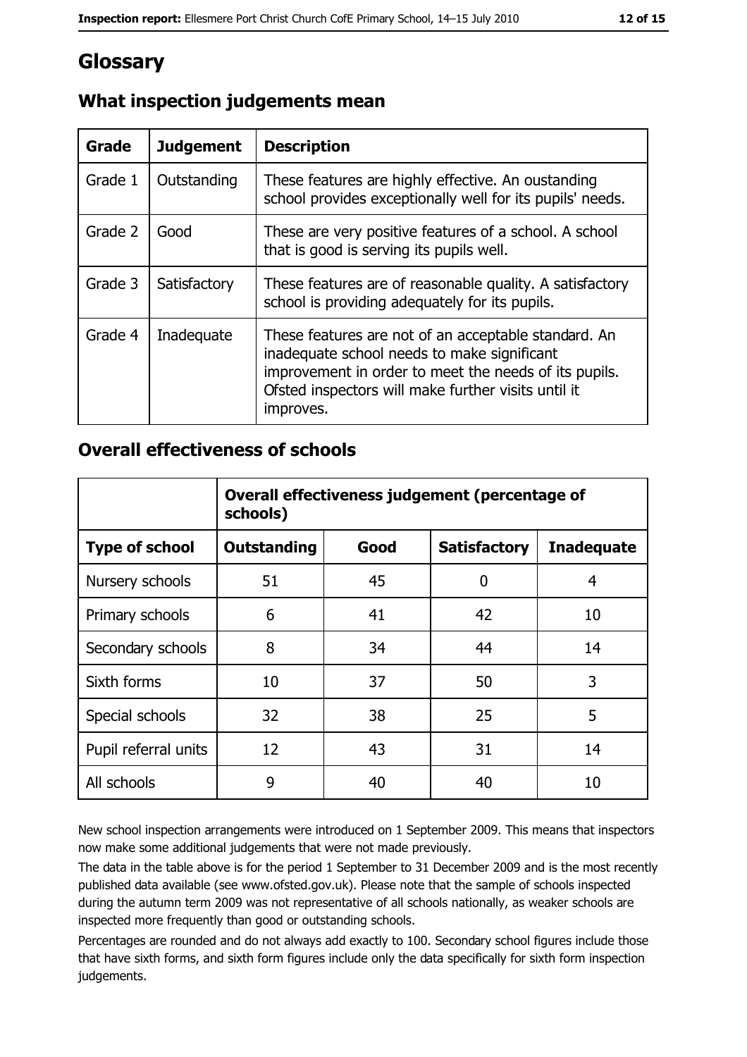# Glossary

## What inspection judgements mean

| Grade | Judgement | Description |
| --- | --- | --- |
| Grade 1 | Outstanding | These features are highly effective. An oustanding school provides exceptionally well for its pupils' needs. |
| Grade 2 | Good | These are very positive features of a school. A school that is good is serving its pupils well. |
| Grade 3 | Satisfactory | These features are of reasonable quality. A satisfactory school is providing adequately for its pupils. |
| Grade 4 | Inadequate | These features are not of an acceptable standard. An inadequate school needs to make significant improvement in order to meet the needs of its pupils. Ofsted inspectors will make further visits until it improves. |

## Overall effectiveness of schools

| | Overall effectiveness judgement (percentage of schools) | | | |
| --- | --- | --- | --- | --- |
| **Type of school** | **Outstanding** | **Good** | **Satisfactory** | **Inadequate** |
| Nursery schools | 51 | 45 | 0 | 4 |
| Primary schools | 6 | 41 | 42 | 10 |
| Secondary schools | 8 | 34 | 44 | 14 |
| Sixth forms | 10 | 37 | 50 | 3 |
| Special schools | 32 | 38 | 25 | 5 |
| Pupil referral units | 12 | 43 | 31 | 14 |
| All schools | 9 | 40 | 40 | 10 |

New school inspection arrangements were introduced on 1 September 2009. This means that inspectors now make some additional judgements that were not made previously.

The data in the table above is for the period 1 September to 31 December 2009 and is the most recently published data available (see www.ofsted.gov.uk). Please note that the sample of schools inspected during the autumn term 2009 was not representative of all schools nationally, as weaker schools are inspected more frequently than good or outstanding schools.

Percentages are rounded and do not always add exactly to 100. Secondary school figures include those that have sixth forms, and sixth form figures include only the data specifically for sixth form inspection judgements.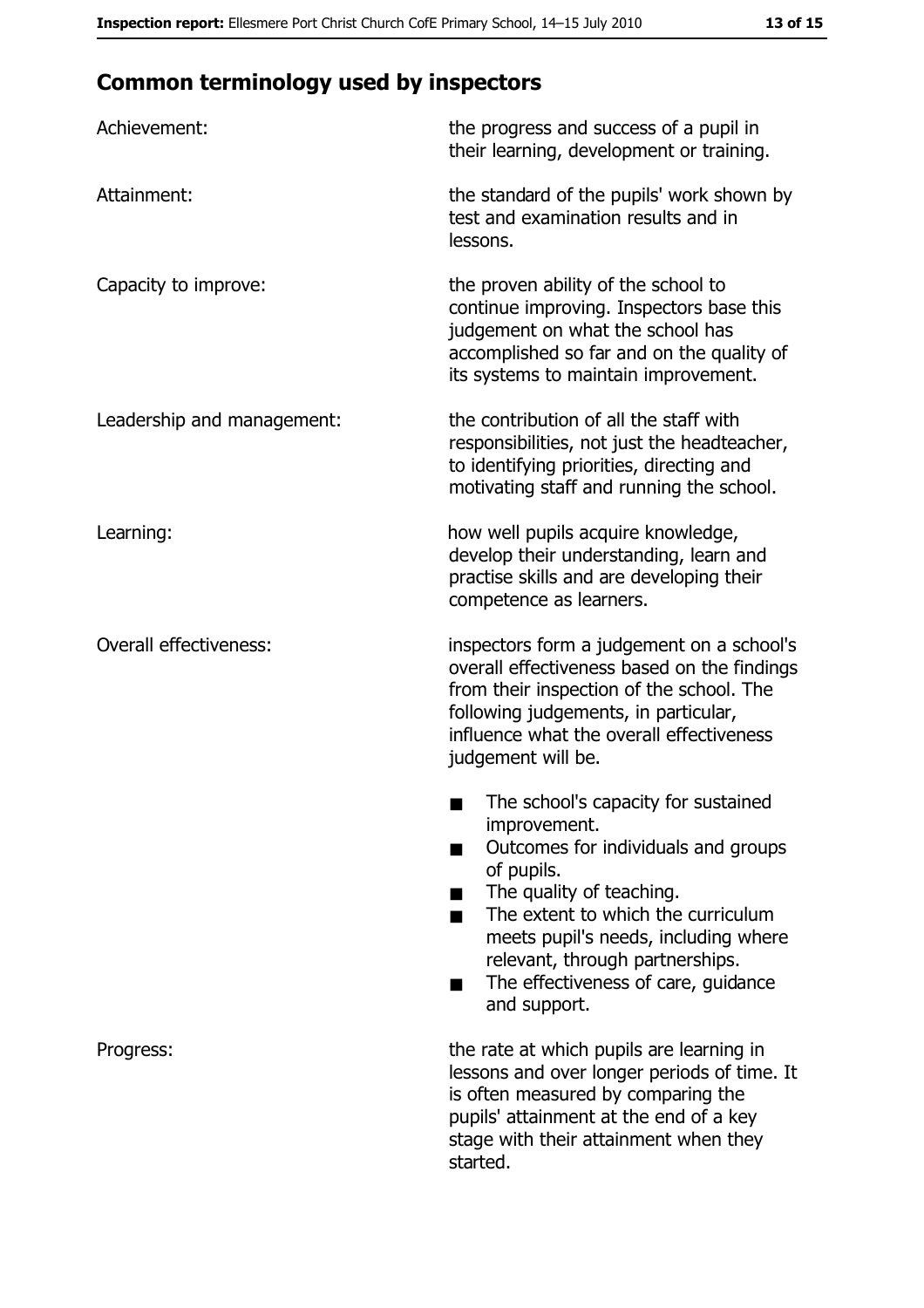## Common terminology used by inspectors

| | |
|---|---|
| Achievement: | the progress and success of a pupil in their learning, development or training. |
| Attainment: | the standard of the pupils' work shown by test and examination results and in lessons. |
| Capacity to improve: | the proven ability of the school to continue improving. Inspectors base this judgement on what the school has accomplished so far and on the quality of its systems to maintain improvement. |
| Leadership and management: | the contribution of all the staff with responsibilities, not just the headteacher, to identifying priorities, directing and motivating staff and running the school. |
| Learning: | how well pupils acquire knowledge, develop their understanding, learn and practise skills and are developing their competence as learners. |
| Overall effectiveness: | inspectors form a judgement on a school's overall effectiveness based on the findings from their inspection of the school. The following judgements, in particular, influence what the overall effectiveness judgement will be. <br>■ The school's capacity for sustained improvement.<br>■ Outcomes for individuals and groups of pupils.<br>■ The quality of teaching.<br>■ The extent to which the curriculum meets pupil's needs, including where relevant, through partnerships.<br>■ The effectiveness of care, guidance and support. |
| Progress: | the rate at which pupils are learning in lessons and over longer periods of time. It is often measured by comparing the pupils' attainment at the end of a key stage with their attainment when they started. |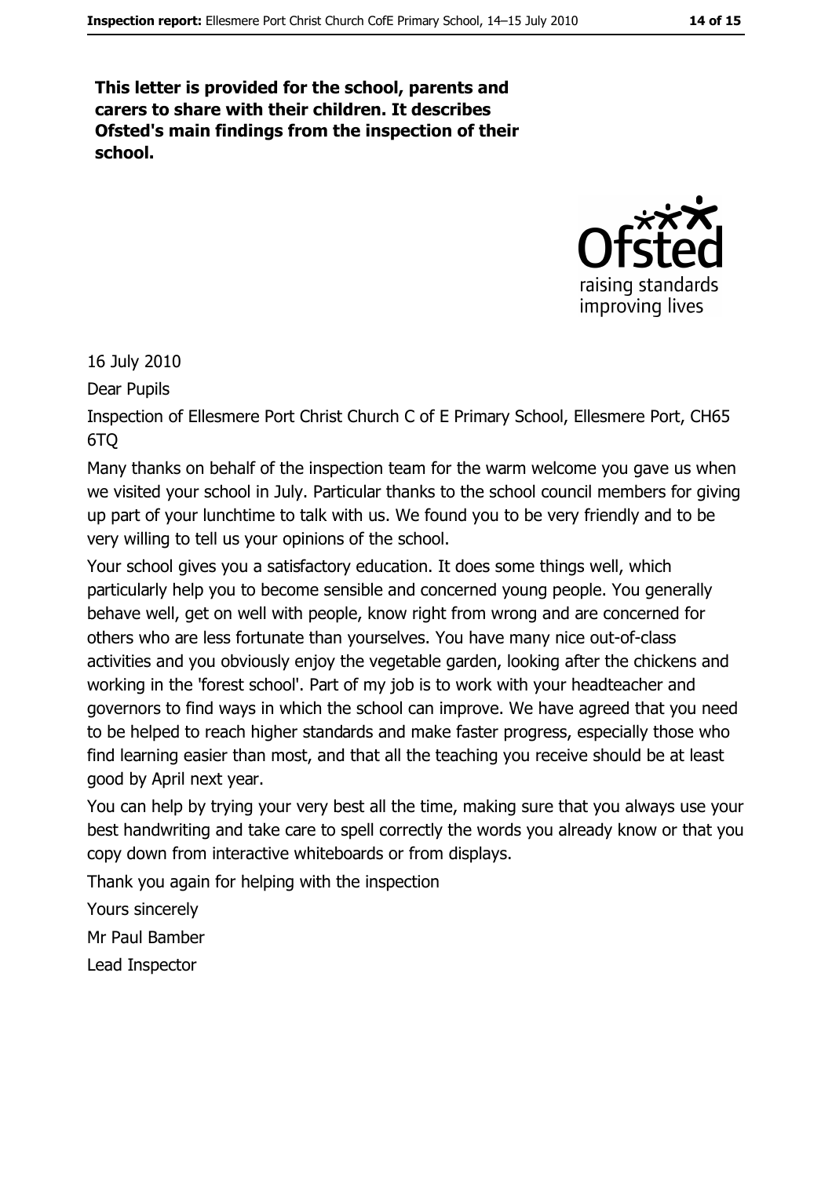**This letter is provided for the school, parents and carers to share with their children. It describes Ofsted's main findings from the inspection of their school.**

16 July 2010

Dear Pupils

Inspection of Ellesmere Port Christ Church C of E Primary School, Ellesmere Port, CH65 6TQ

Many thanks on behalf of the inspection team for the warm welcome you gave us when we visited your school in July. Particular thanks to the school council members for giving up part of your lunchtime to talk with us. We found you to be very friendly and to be very willing to tell us your opinions of the school.

Your school gives you a satisfactory education. It does some things well, which particularly help you to become sensible and concerned young people. You generally behave well, get on well with people, know right from wrong and are concerned for others who are less fortunate than yourselves. You have many nice out-of-class activities and you obviously enjoy the vegetable garden, looking after the chickens and working in the 'forest school'. Part of my job is to work with your headteacher and governors to find ways in which the school can improve. We have agreed that you need to be helped to reach higher standards and make faster progress, especially those who find learning easier than most, and that all the teaching you receive should be at least good by April next year.

You can help by trying your very best all the time, making sure that you always use your best handwriting and take care to spell correctly the words you already know or that you copy down from interactive whiteboards or from displays.

Thank you again for helping with the inspection

Yours sincerely

Mr Paul Bamber

Lead Inspector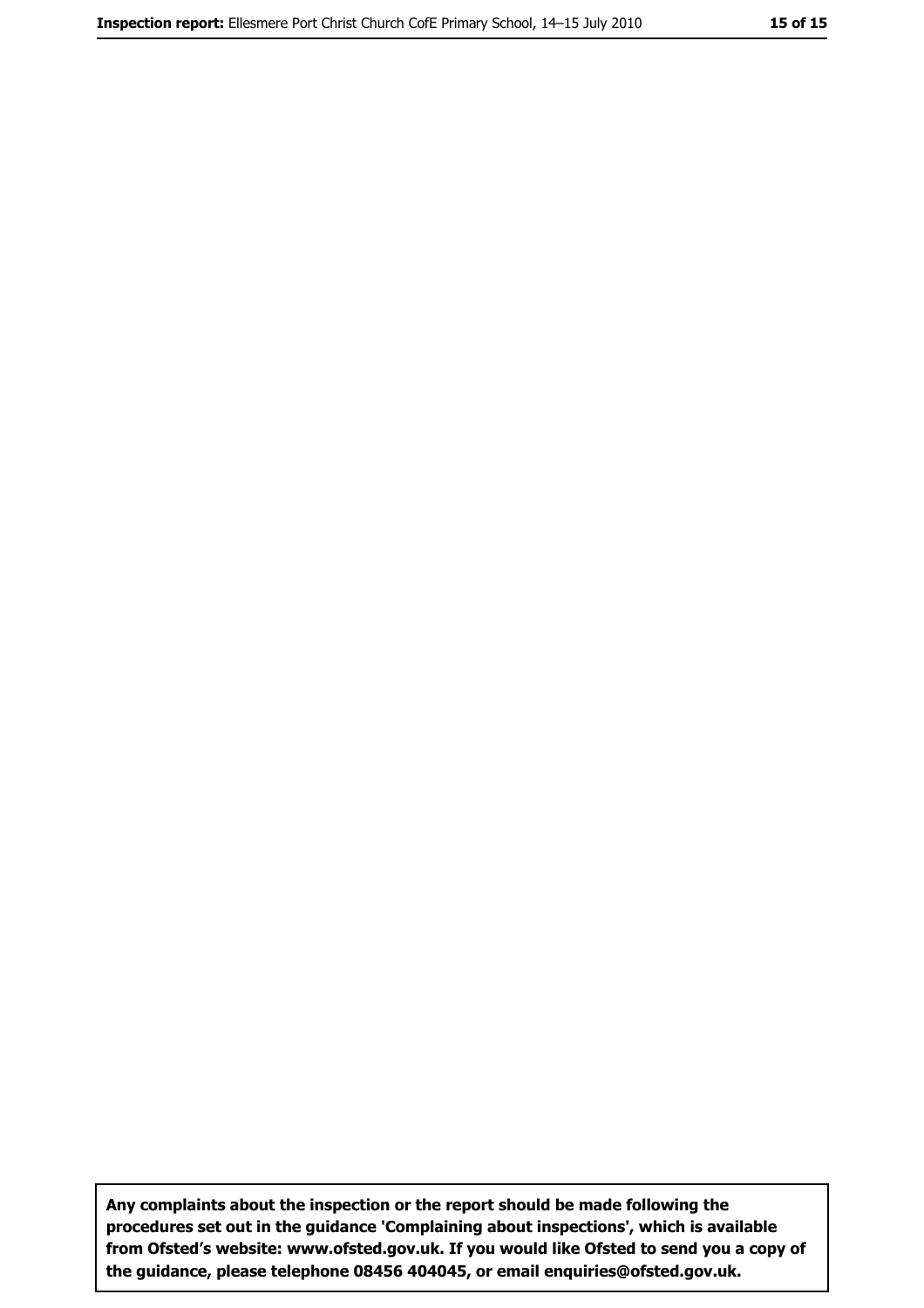**Any complaints about the inspection or the report should be made following the procedures set out in the guidance 'Complaining about inspections', which is available from Ofsted's website: www.ofsted.gov.uk. If you would like Ofsted to send you a copy of the guidance, please telephone 08456 404045, or email enquiries@ofsted.gov.uk.**